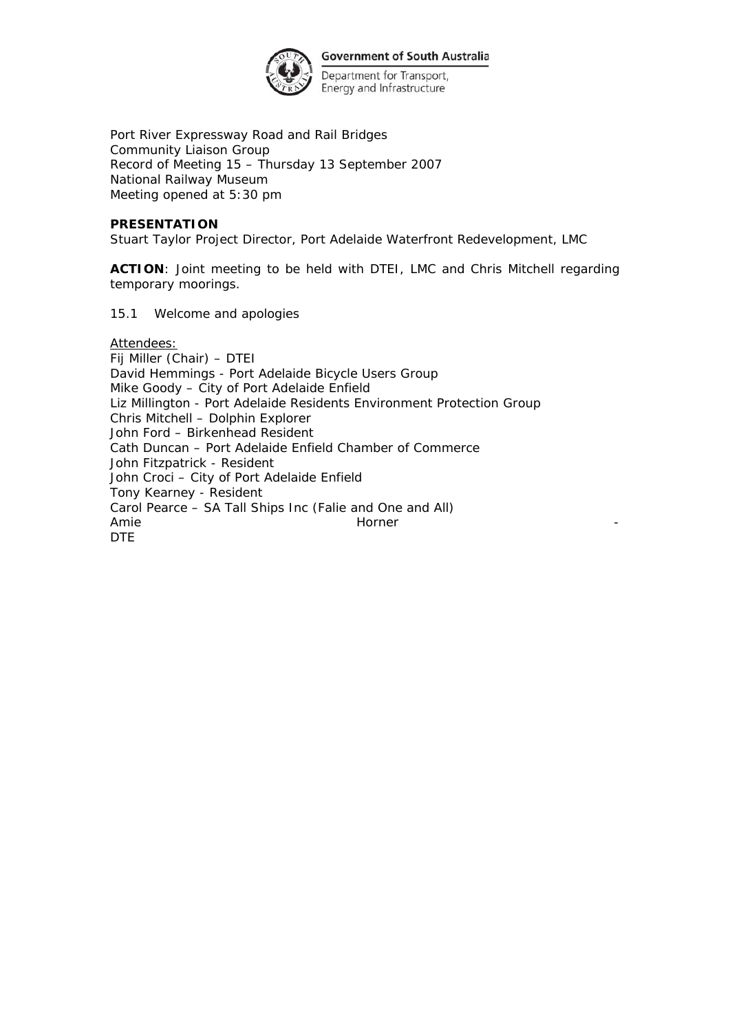Government of South Australia

Department for Transport, Energy and Infrastructure

Port River Expressway Road and Rail Bridges
Community Liaison Group
Record of Meeting 15 – Thursday 13 September 2007
National Railway Museum
Meeting opened at 5:30 pm

**PRESENTATION**

Stuart Taylor Project Director, Port Adelaide Waterfront Redevelopment, LMC

**ACTION**: Joint meeting to be held with DTEI, LMC and Chris Mitchell regarding temporary moorings.

15.1 Welcome and apologies

Attendees:

Fij Miller (Chair) – DTEI
David Hemmings - Port Adelaide Bicycle Users Group
Mike Goody – City of Port Adelaide Enfield
Liz Millington - Port Adelaide Residents Environment Protection Group
Chris Mitchell – Dolphin Explorer
John Ford – Birkenhead Resident
Cath Duncan – Port Adelaide Enfield Chamber of Commerce
John Fitzpatrick - Resident
John Croci – City of Port Adelaide Enfield
Tony Kearney - Resident
Carol Pearce – SA Tall Ships Inc (Falie and One and All)
Amie Horner - DTE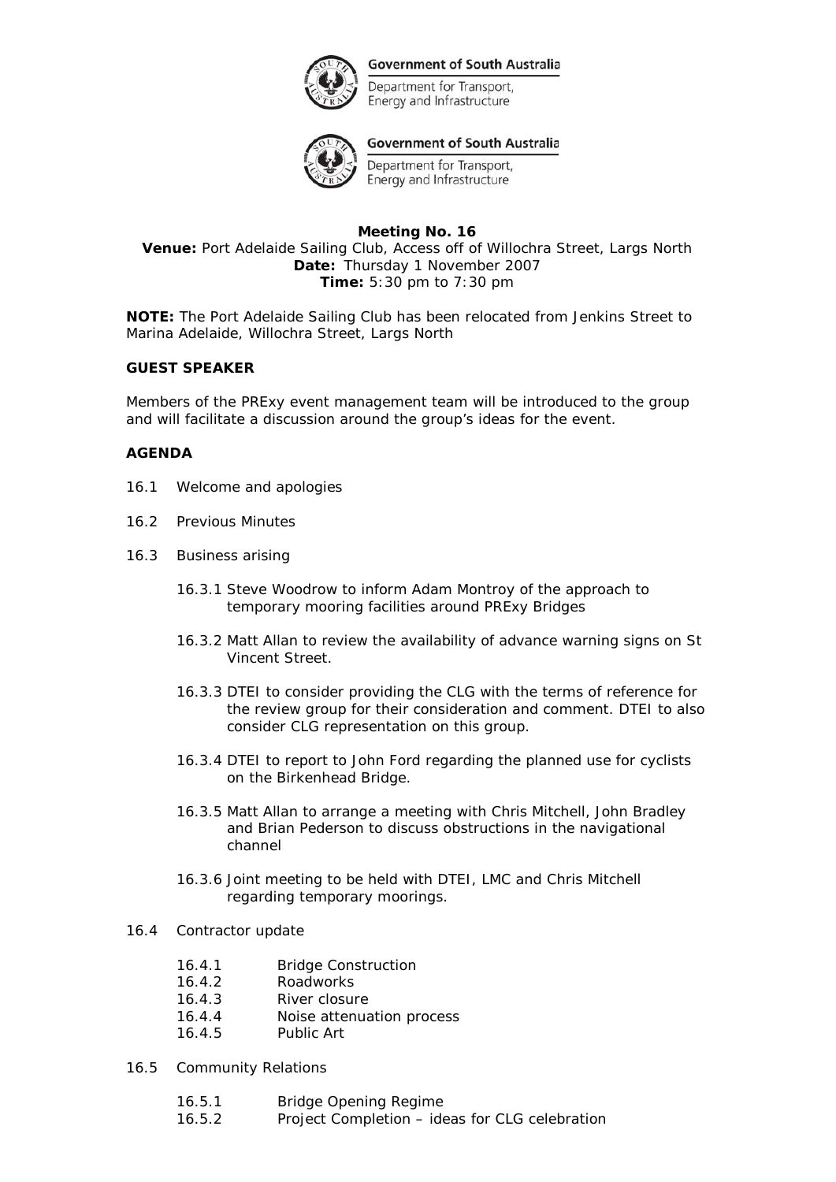Government of South Australia

Department for Transport, Energy and Infrastructure

Government of South Australia

Department for Transport, Energy and Infrastructure

**Meeting No. 16**

**Venue:** Port Adelaide Sailing Club, Access off of Willochra Street, Largs North
**Date:** Thursday 1 November 2007
**Time:** 5:30 pm to 7:30 pm

**NOTE:** The Port Adelaide Sailing Club has been relocated from Jenkins Street to Marina Adelaide, Willochra Street, Largs North

## GUEST SPEAKER

Members of the PRExy event management team will be introduced to the group and will facilitate a discussion around the group's ideas for the event.

## AGENDA

16.1 Welcome and apologies

16.2 Previous Minutes

16.3 Business arising

- 16.3.1 Steve Woodrow to inform Adam Montroy of the approach to temporary mooring facilities around PRExy Bridges
- 16.3.2 Matt Allan to review the availability of advance warning signs on St Vincent Street.
- 16.3.3 DTEI to consider providing the CLG with the terms of reference for the review group for their consideration and comment. DTEI to also consider CLG representation on this group.
- 16.3.4 DTEI to report to John Ford regarding the planned use for cyclists on the Birkenhead Bridge.
- 16.3.5 Matt Allan to arrange a meeting with Chris Mitchell, John Bradley and Brian Pederson to discuss obstructions in the navigational channel
- 16.3.6 Joint meeting to be held with DTEI, LMC and Chris Mitchell regarding temporary moorings.

16.4 Contractor update

- 16.4.1 Bridge Construction
- 16.4.2 Roadworks
- 16.4.3 River closure
- 16.4.4 Noise attenuation process
- 16.4.5 Public Art

16.5 Community Relations

- 16.5.1 Bridge Opening Regime
- 16.5.2 Project Completion – ideas for CLG celebration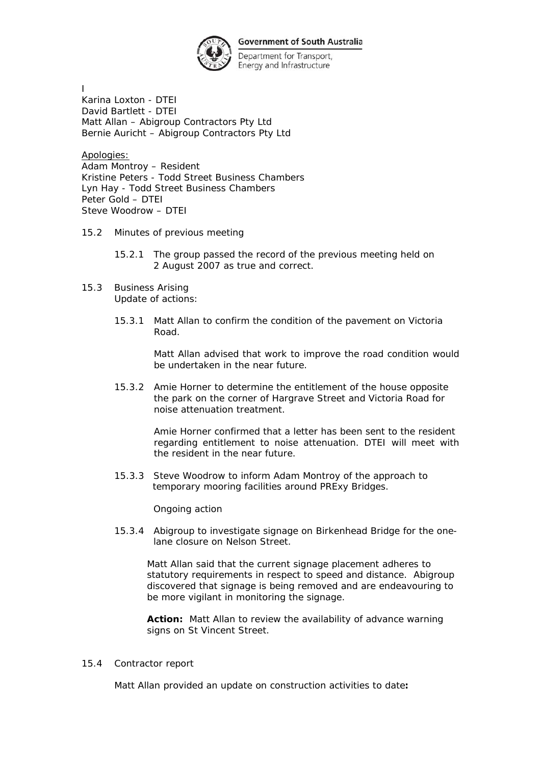I
Karina Loxton - DTEI
David Bartlett - DTEI
Matt Allan – Abigroup Contractors Pty Ltd
Bernie Auricht – Abigroup Contractors Pty Ltd

Apologies:
Adam Montroy – Resident
Kristine Peters - Todd Street Business Chambers
Lyn Hay - Todd Street Business Chambers
Peter Gold – DTEI
Steve Woodrow – DTEI

15.2 Minutes of previous meeting

15.2.1 The group passed the record of the previous meeting held on 2 August 2007 as true and correct.

15.3 Business Arising
Update of actions:

15.3.1 Matt Allan to confirm the condition of the pavement on Victoria Road.

Matt Allan advised that work to improve the road condition would be undertaken in the near future.

15.3.2 Amie Horner to determine the entitlement of the house opposite the park on the corner of Hargrave Street and Victoria Road for noise attenuation treatment.

Amie Horner confirmed that a letter has been sent to the resident regarding entitlement to noise attenuation. DTEI will meet with the resident in the near future.

15.3.3 Steve Woodrow to inform Adam Montroy of the approach to temporary mooring facilities around PRExy Bridges.

Ongoing action

15.3.4 Abigroup to investigate signage on Birkenhead Bridge for the one-lane closure on Nelson Street.

Matt Allan said that the current signage placement adheres to statutory requirements in respect to speed and distance. Abigroup discovered that signage is being removed and are endeavouring to be more vigilant in monitoring the signage.

**Action:** Matt Allan to review the availability of advance warning signs on St Vincent Street.

15.4 Contractor report

Matt Allan provided an update on construction activities to date**:**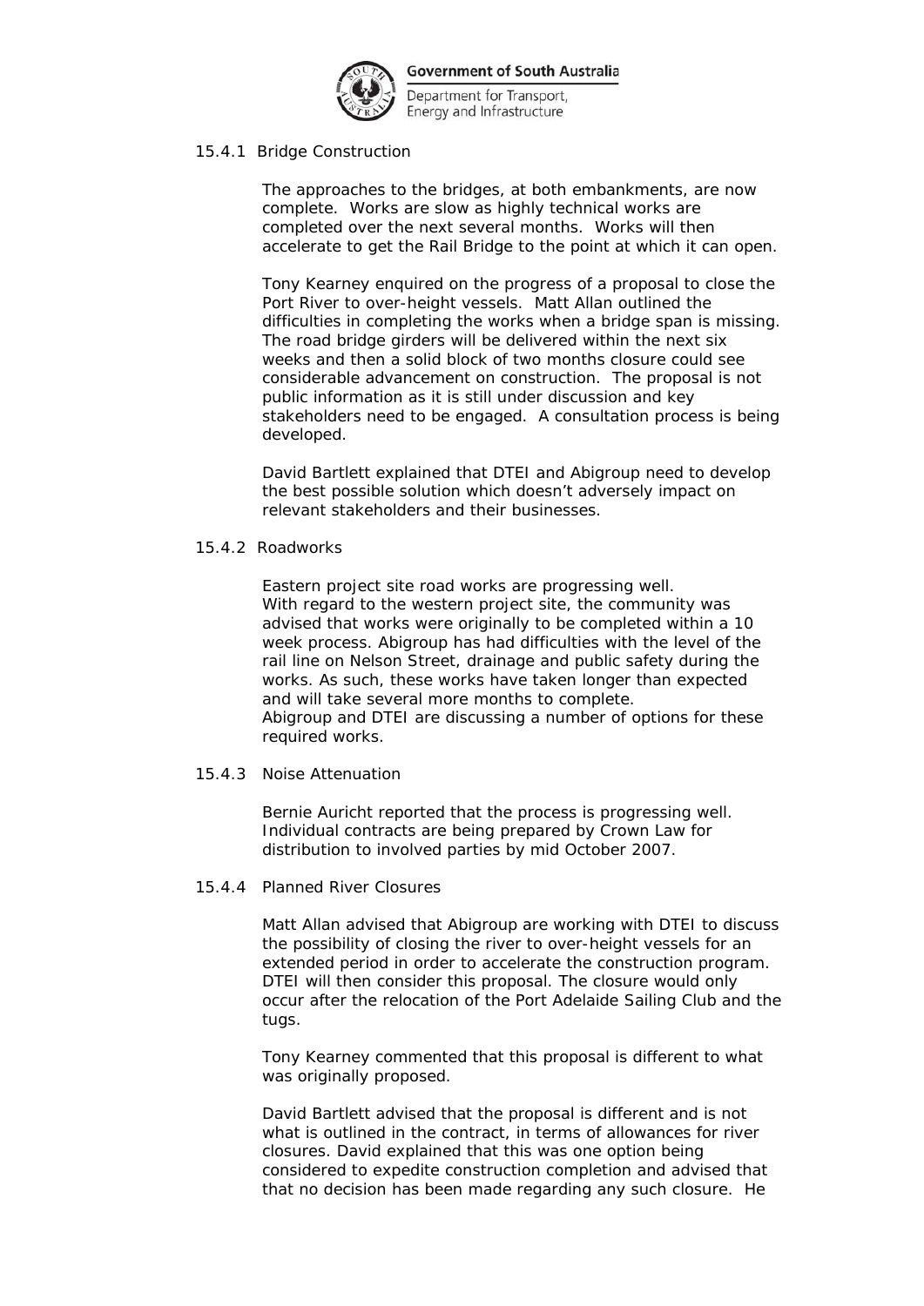15.4.1 Bridge Construction

The approaches to the bridges, at both embankments, are now complete. Works are slow as highly technical works are completed over the next several months. Works will then accelerate to get the Rail Bridge to the point at which it can open.

Tony Kearney enquired on the progress of a proposal to close the Port River to over-height vessels. Matt Allan outlined the difficulties in completing the works when a bridge span is missing. The road bridge girders will be delivered within the next six weeks and then a solid block of two months closure could see considerable advancement on construction. The proposal is not public information as it is still under discussion and key stakeholders need to be engaged. A consultation process is being developed.

David Bartlett explained that DTEI and Abigroup need to develop the best possible solution which doesn't adversely impact on relevant stakeholders and their businesses.

15.4.2 Roadworks

Eastern project site road works are progressing well.
With regard to the western project site, the community was advised that works were originally to be completed within a 10 week process. Abigroup has had difficulties with the level of the rail line on Nelson Street, drainage and public safety during the works. As such, these works have taken longer than expected and will take several more months to complete.
Abigroup and DTEI are discussing a number of options for these required works.

15.4.3 Noise Attenuation

Bernie Auricht reported that the process is progressing well. Individual contracts are being prepared by Crown Law for distribution to involved parties by mid October 2007.

15.4.4 Planned River Closures

Matt Allan advised that Abigroup are working with DTEI to discuss the possibility of closing the river to over-height vessels for an extended period in order to accelerate the construction program. DTEI will then consider this proposal. The closure would only occur after the relocation of the Port Adelaide Sailing Club and the tugs.

Tony Kearney commented that this proposal is different to what was originally proposed.

David Bartlett advised that the proposal is different and is not what is outlined in the contract, in terms of allowances for river closures. David explained that this was one option being considered to expedite construction completion and advised that that no decision has been made regarding any such closure. He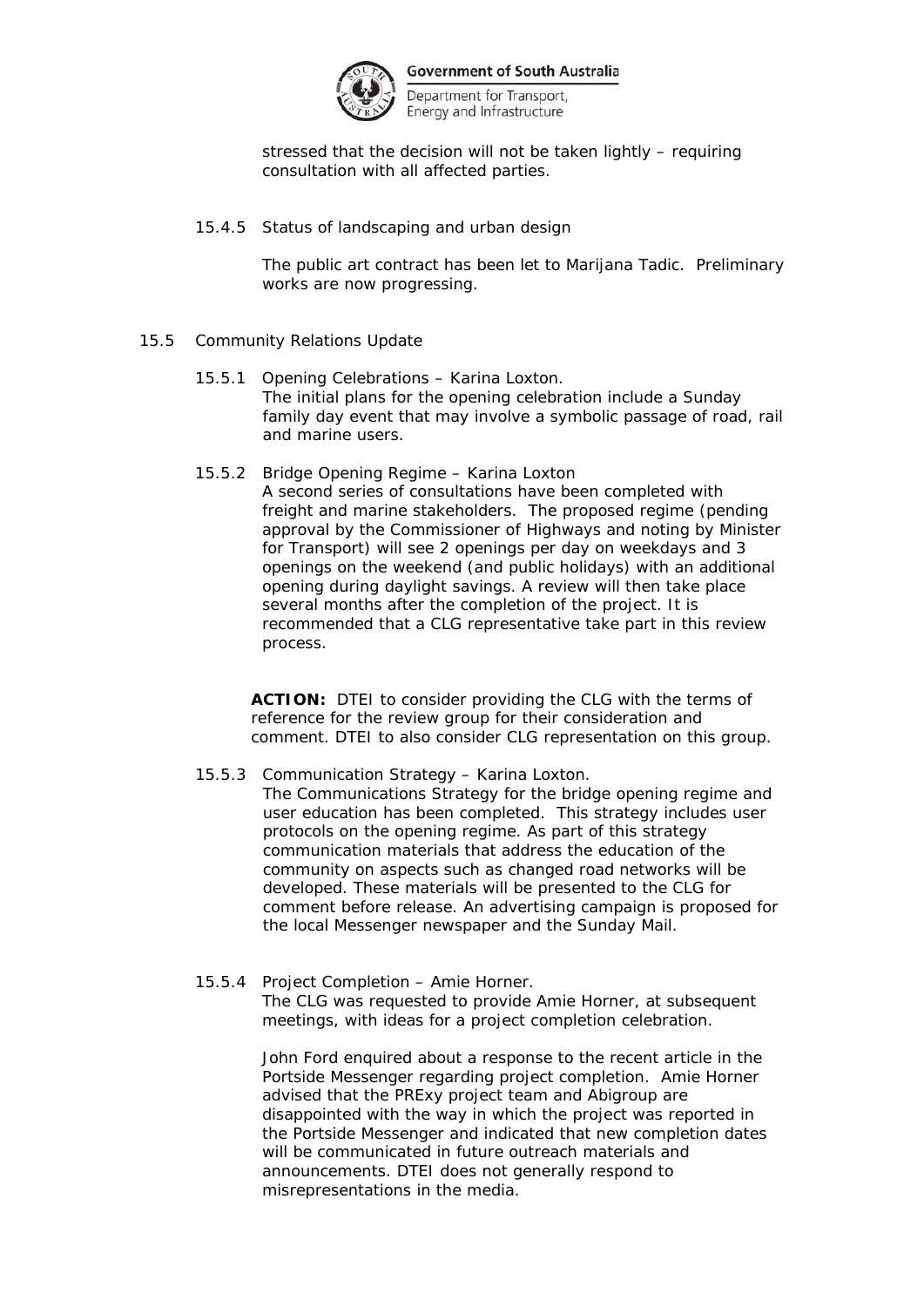stressed that the decision will not be taken lightly – requiring consultation with all affected parties.

15.4.5 Status of landscaping and urban design

The public art contract has been let to Marijana Tadic. Preliminary works are now progressing.

15.5 Community Relations Update

15.5.1 Opening Celebrations – Karina Loxton.
The initial plans for the opening celebration include a Sunday family day event that may involve a symbolic passage of road, rail and marine users.

15.5.2 Bridge Opening Regime – Karina Loxton
A second series of consultations have been completed with freight and marine stakeholders. The proposed regime (pending approval by the Commissioner of Highways and noting by Minister for Transport) will see 2 openings per day on weekdays and 3 openings on the weekend (and public holidays) with an additional opening during daylight savings. A review will then take place several months after the completion of the project. It is recommended that a CLG representative take part in this review process.

**ACTION:** DTEI to consider providing the CLG with the terms of reference for the review group for their consideration and comment. DTEI to also consider CLG representation on this group.

15.5.3 Communication Strategy – Karina Loxton.
The Communications Strategy for the bridge opening regime and user education has been completed. This strategy includes user protocols on the opening regime. As part of this strategy communication materials that address the education of the community on aspects such as changed road networks will be developed. These materials will be presented to the CLG for comment before release. An advertising campaign is proposed for the local Messenger newspaper and the Sunday Mail.

15.5.4 Project Completion – Amie Horner.
The CLG was requested to provide Amie Horner, at subsequent meetings, with ideas for a project completion celebration.

John Ford enquired about a response to the recent article in the Portside Messenger regarding project completion. Amie Horner advised that the PRExy project team and Abigroup are disappointed with the way in which the project was reported in the Portside Messenger and indicated that new completion dates will be communicated in future outreach materials and announcements. DTEI does not generally respond to misrepresentations in the media.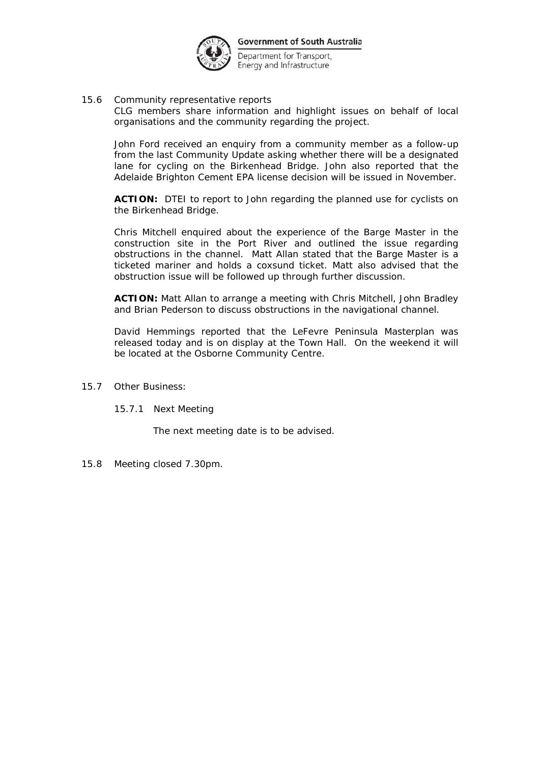15.6 Community representative reports

CLG members share information and highlight issues on behalf of local organisations and the community regarding the project.

John Ford received an enquiry from a community member as a follow-up from the last Community Update asking whether there will be a designated lane for cycling on the Birkenhead Bridge. John also reported that the Adelaide Brighton Cement EPA license decision will be issued in November.

**ACTION:** DTEI to report to John regarding the planned use for cyclists on the Birkenhead Bridge.

Chris Mitchell enquired about the experience of the Barge Master in the construction site in the Port River and outlined the issue regarding obstructions in the channel. Matt Allan stated that the Barge Master is a ticketed mariner and holds a coxsund ticket. Matt also advised that the obstruction issue will be followed up through further discussion.

**ACTION:** Matt Allan to arrange a meeting with Chris Mitchell, John Bradley and Brian Pederson to discuss obstructions in the navigational channel.

David Hemmings reported that the LeFevre Peninsula Masterplan was released today and is on display at the Town Hall. On the weekend it will be located at the Osborne Community Centre.

15.7 Other Business:

15.7.1 Next Meeting

The next meeting date is to be advised.

15.8 Meeting closed 7.30pm.